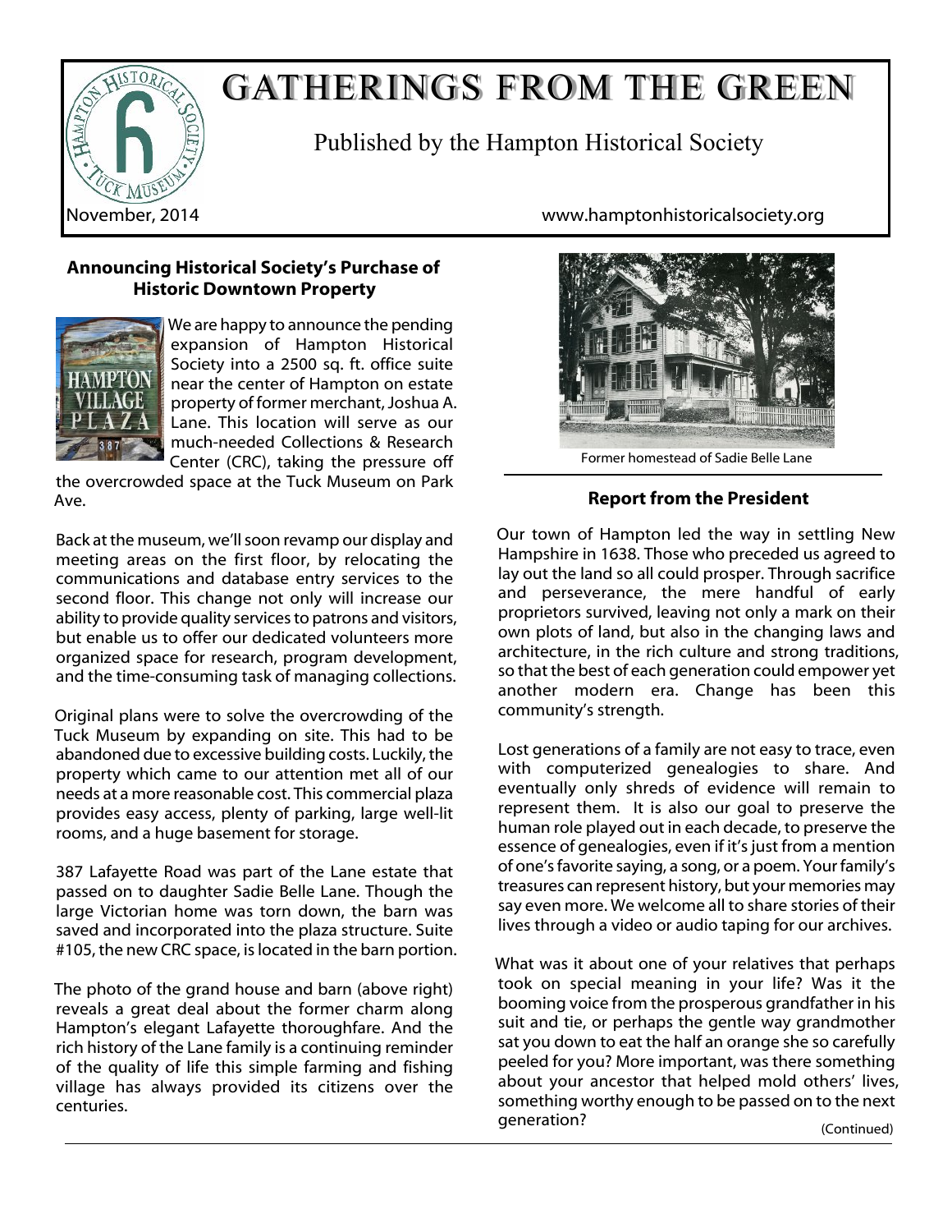# GATHERINGS FROM THE GREEN

Published by the Hampton Historical Society

November, 2014 www.hamptonhistoricalsociety.org

## Announcing Historical Society's Purchase of Historic Downtown Property

We are happy to announce the pending expansion of Hampton Historical Society into a 2500 sq. ft. office suite near the center of Hampton on estate property of former merchant, Joshua A. Lane. This location will serve as our much-needed Collections & Research Center (CRC), taking the pressure off the overcrowded space at the Tuck Museum on Park Ave.

Back at the museum, we'll soon revamp our display and meeting areas on the first floor, by relocating the communications and database entry services to the second floor. This change not only will increase our ability to provide quality services to patrons and visitors, but enable us to offer our dedicated volunteers more organized space for research, program development, and the time-consuming task of managing collections.

Original plans were to solve the overcrowding of the Tuck Museum by expanding on site. This had to be abandoned due to excessive building costs. Luckily, the property which came to our attention met all of our needs at a more reasonable cost. This commercial plaza provides easy access, plenty of parking, large well-lit rooms, and a huge basement for storage.

387 Lafayette Road was part of the Lane estate that passed on to daughter Sadie Belle Lane. Though the large Victorian home was torn down, the barn was saved and incorporated into the plaza structure. Suite #105, the new CRC space, is located in the barn portion.

The photo of the grand house and barn (above right) reveals a great deal about the former charm along Hampton's elegant Lafayette thoroughfare. And the rich history of the Lane family is a continuing reminder of the quality of life this simple farming and fishing village has always provided its citizens over the centuries.

Former homestead of Sadie Belle Lane

## Report from the President

Our town of Hampton led the way in settling New Hampshire in 1638. Those who preceded us agreed to lay out the land so all could prosper. Through sacrifice and perseverance, the mere handful of early proprietors survived, leaving not only a mark on their own plots of land, but also in the changing laws and architecture, in the rich culture and strong traditions, so that the best of each generation could empower yet another modern era. Change has been this community's strength.

Lost generations of a family are not easy to trace, even with computerized genealogies to share. And eventually only shreds of evidence will remain to represent them. It is also our goal to preserve the human role played out in each decade, to preserve the essence of genealogies, even if it's just from a mention of one's favorite saying, a song, or a poem. Your family's treasures can represent history, but your memories may say even more. We welcome all to share stories of their lives through a video or audio taping for our archives.

What was it about one of your relatives that perhaps took on special meaning in your life? Was it the booming voice from the prosperous grandfather in his suit and tie, or perhaps the gentle way grandmother sat you down to eat the half an orange she so carefully peeled for you? More important, was there something about your ancestor that helped mold others' lives, something worthy enough to be passed on to the next generation?

(Continued)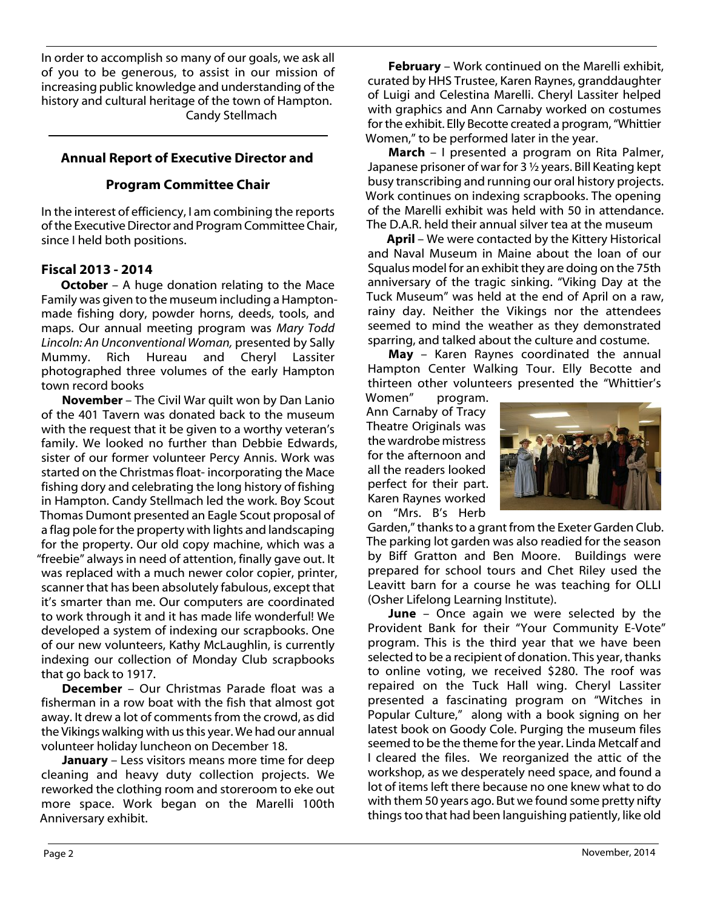In order to accomplish so many of our goals, we ask all of you to be generous, to assist in our mission of increasing public knowledge and understanding of the history and cultural heritage of the town of Hampton.

Candy Stellmach

## Annual Report of Executive Director and Program Committee Chair

In the interest of efficiency, I am combining the reports of the Executive Director and Program Committee Chair, since I held both positions.

### Fiscal 2013 - 2014

**October** – A huge donation relating to the Mace Family was given to the museum including a Hampton-made fishing dory, powder horns, deeds, tools, and maps. Our annual meeting program was *Mary Todd Lincoln: An Unconventional Woman,* presented by Sally Mummy. Rich Hureau and Cheryl Lassiter photographed three volumes of the early Hampton town record books

**November** – The Civil War quilt won by Dan Lanio of the 401 Tavern was donated back to the museum with the request that it be given to a worthy veteran's family. We looked no further than Debbie Edwards, sister of our former volunteer Percy Annis. Work was started on the Christmas float- incorporating the Mace fishing dory and celebrating the long history of fishing in Hampton. Candy Stellmach led the work. Boy Scout Thomas Dumont presented an Eagle Scout proposal of a flag pole for the property with lights and landscaping for the property. Our old copy machine, which was a "freebie" always in need of attention, finally gave out. It was replaced with a much newer color copier, printer, scanner that has been absolutely fabulous, except that it's smarter than me. Our computers are coordinated to work through it and it has made life wonderful! We developed a system of indexing our scrapbooks. One of our new volunteers, Kathy McLaughlin, is currently indexing our collection of Monday Club scrapbooks that go back to 1917.

**December** – Our Christmas Parade float was a fisherman in a row boat with the fish that almost got away. It drew a lot of comments from the crowd, as did the Vikings walking with us this year. We had our annual volunteer holiday luncheon on December 18.

**January** – Less visitors means more time for deep cleaning and heavy duty collection projects. We reworked the clothing room and storeroom to eke out more space. Work began on the Marelli 100th Anniversary exhibit.

**February** – Work continued on the Marelli exhibit, curated by HHS Trustee, Karen Raynes, granddaughter of Luigi and Celestina Marelli. Cheryl Lassiter helped with graphics and Ann Carnaby worked on costumes for the exhibit. Elly Becotte created a program, "Whittier Women," to be performed later in the year.

**March** – I presented a program on Rita Palmer, Japanese prisoner of war for 3 ½ years. Bill Keating kept busy transcribing and running our oral history projects. Work continues on indexing scrapbooks. The opening of the Marelli exhibit was held with 50 in attendance. The D.A.R. held their annual silver tea at the museum

**April** – We were contacted by the Kittery Historical and Naval Museum in Maine about the loan of our Squalus model for an exhibit they are doing on the 75th anniversary of the tragic sinking. "Viking Day at the Tuck Museum" was held at the end of April on a raw, rainy day. Neither the Vikings nor the attendees seemed to mind the weather as they demonstrated sparring, and talked about the culture and costume.

**May** – Karen Raynes coordinated the annual Hampton Center Walking Tour. Elly Becotte and thirteen other volunteers presented the "Whittier's Women" program. Ann Carnaby of Tracy Theatre Originals was the wardrobe mistress for the afternoon and all the readers looked perfect for their part. Karen Raynes worked on "Mrs. B's Herb Garden," thanks to a grant from the Exeter Garden Club. The parking lot garden was also readied for the season by Biff Gratton and Ben Moore. Buildings were prepared for school tours and Chet Riley used the Leavitt barn for a course he was teaching for OLLI (Osher Lifelong Learning Institute).

**June** – Once again we were selected by the Provident Bank for their "Your Community E-Vote" program. This is the third year that we have been selected to be a recipient of donation. This year, thanks to online voting, we received $280. The roof was repaired on the Tuck Hall wing. Cheryl Lassiter presented a fascinating program on "Witches in Popular Culture," along with a book signing on her latest book on Goody Cole. Purging the museum files seemed to be the theme for the year. Linda Metcalf and I cleared the files. We reorganized the attic of the workshop, as we desperately need space, and found a lot of items left there because no one knew what to do with them 50 years ago. But we found some pretty nifty things too that had been languishing patiently, like old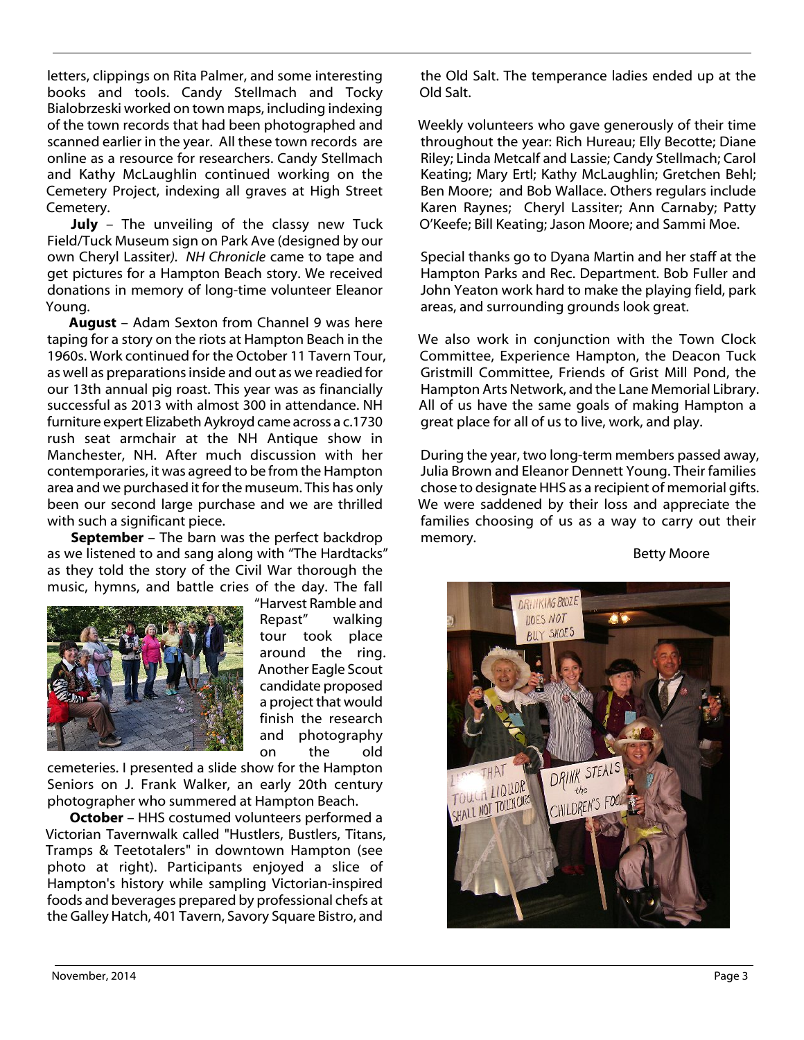letters, clippings on Rita Palmer, and some interesting books and tools. Candy Stellmach and Tocky Bialobrzeski worked on town maps, including indexing of the town records that had been photographed and scanned earlier in the year. All these town records are online as a resource for researchers. Candy Stellmach and Kathy McLaughlin continued working on the Cemetery Project, indexing all graves at High Street Cemetery.

**July** – The unveiling of the classy new Tuck Field/Tuck Museum sign on Park Ave (designed by our own Cheryl Lassiter*). NH Chronicle* came to tape and get pictures for a Hampton Beach story. We received donations in memory of long-time volunteer Eleanor Young.

**August** – Adam Sexton from Channel 9 was here taping for a story on the riots at Hampton Beach in the 1960s. Work continued for the October 11 Tavern Tour, as well as preparations inside and out as we readied for our 13th annual pig roast. This year was as financially successful as 2013 with almost 300 in attendance. NH furniture expert Elizabeth Aykroyd came across a c.1730 rush seat armchair at the NH Antique show in Manchester, NH. After much discussion with her contemporaries, it was agreed to be from the Hampton area and we purchased it for the museum. This has only been our second large purchase and we are thrilled with such a significant piece.

**September** – The barn was the perfect backdrop as we listened to and sang along with "The Hardtacks" as they told the story of the Civil War thorough the music, hymns, and battle cries of the day. The fall "Harvest Ramble and Repast" walking tour took place around the ring. Another Eagle Scout candidate proposed a project that would finish the research and photography on the old cemeteries. I presented a slide show for the Hampton Seniors on J. Frank Walker, an early 20th century photographer who summered at Hampton Beach.

**October** – HHS costumed volunteers performed a Victorian Tavernwalk called "Hustlers, Bustlers, Titans, Tramps & Teetotalers" in downtown Hampton (see photo at right). Participants enjoyed a slice of Hampton's history while sampling Victorian-inspired foods and beverages prepared by professional chefs at the Galley Hatch, 401 Tavern, Savory Square Bistro, and the Old Salt. The temperance ladies ended up at the Old Salt.

Weekly volunteers who gave generously of their time throughout the year: Rich Hureau; Elly Becotte; Diane Riley; Linda Metcalf and Lassie; Candy Stellmach; Carol Keating; Mary Ertl; Kathy McLaughlin; Gretchen Behl; Ben Moore; and Bob Wallace. Others regulars include Karen Raynes; Cheryl Lassiter; Ann Carnaby; Patty O'Keefe; Bill Keating; Jason Moore; and Sammi Moe.

Special thanks go to Dyana Martin and her staff at the Hampton Parks and Rec. Department. Bob Fuller and John Yeaton work hard to make the playing field, park areas, and surrounding grounds look great.

We also work in conjunction with the Town Clock Committee, Experience Hampton, the Deacon Tuck Gristmill Committee, Friends of Grist Mill Pond, the Hampton Arts Network, and the Lane Memorial Library. All of us have the same goals of making Hampton a great place for all of us to live, work, and play.

During the year, two long-term members passed away, Julia Brown and Eleanor Dennett Young. Their families chose to designate HHS as a recipient of memorial gifts. We were saddened by their loss and appreciate the families choosing of us as a way to carry out their memory.

Betty Moore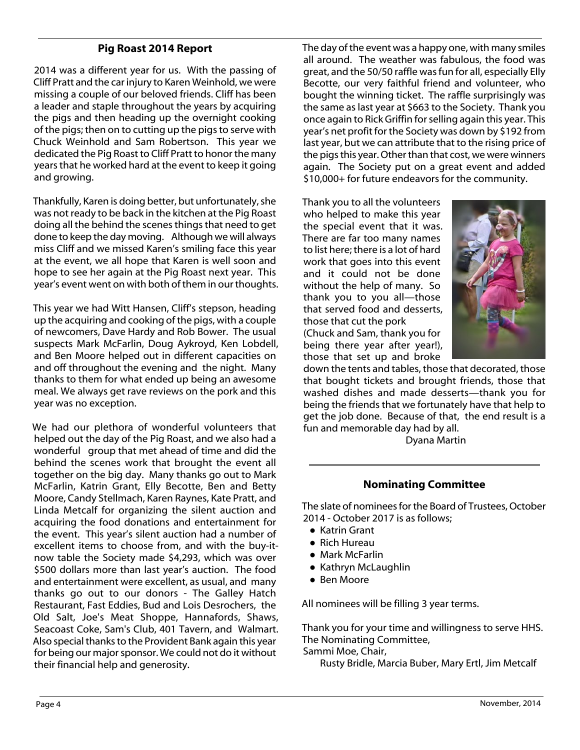## Pig Roast 2014 Report

2014 was a different year for us. With the passing of Cliff Pratt and the car injury to Karen Weinhold, we were missing a couple of our beloved friends. Cliff has been a leader and staple throughout the years by acquiring the pigs and then heading up the overnight cooking of the pigs; then on to cutting up the pigs to serve with Chuck Weinhold and Sam Robertson. This year we dedicated the Pig Roast to Cliff Pratt to honor the many years that he worked hard at the event to keep it going and growing.

Thankfully, Karen is doing better, but unfortunately, she was not ready to be back in the kitchen at the Pig Roast doing all the behind the scenes things that need to get done to keep the day moving. Although we will always miss Cliff and we missed Karen's smiling face this year at the event, we all hope that Karen is well soon and hope to see her again at the Pig Roast next year. This year's event went on with both of them in our thoughts.

This year we had Witt Hansen, Cliff's stepson, heading up the acquiring and cooking of the pigs, with a couple of newcomers, Dave Hardy and Rob Bower. The usual suspects Mark McFarlin, Doug Aykroyd, Ken Lobdell, and Ben Moore helped out in different capacities on and off throughout the evening and the night. Many thanks to them for what ended up being an awesome meal. We always get rave reviews on the pork and this year was no exception.

We had our plethora of wonderful volunteers that helped out the day of the Pig Roast, and we also had a wonderful group that met ahead of time and did the behind the scenes work that brought the event all together on the big day. Many thanks go out to Mark McFarlin, Katrin Grant, Elly Becotte, Ben and Betty Moore, Candy Stellmach, Karen Raynes, Kate Pratt, and Linda Metcalf for organizing the silent auction and acquiring the food donations and entertainment for the event. This year's silent auction had a number of excellent items to choose from, and with the buy-it-now table the Society made $4,293, which was over $500 dollars more than last year's auction. The food and entertainment were excellent, as usual, and many thanks go out to our donors - The Galley Hatch Restaurant, Fast Eddies, Bud and Lois Desrochers, the Old Salt, Joe's Meat Shoppe, Hannafords, Shaws, Seacoast Coke, Sam's Club, 401 Tavern, and Walmart. Also special thanks to the Provident Bank again this year for being our major sponsor. We could not do it without their financial help and generosity.

The day of the event was a happy one, with many smiles all around. The weather was fabulous, the food was great, and the 50/50 raffle was fun for all, especially Elly Becotte, our very faithful friend and volunteer, who bought the winning ticket. The raffle surprisingly was the same as last year at $663 to the Society. Thank you once again to Rick Griffin for selling again this year. This year's net profit for the Society was down by $192 from last year, but we can attribute that to the rising price of the pigs this year. Other than that cost, we were winners again. The Society put on a great event and added $10,000+ for future endeavors for the community.

Thank you to all the volunteers who helped to make this year the special event that it was. There are far too many names to list here; there is a lot of hard work that goes into this event and it could not be done without the help of many. So thank you to you all—those that served food and desserts, those that cut the pork (Chuck and Sam, thank you for being there year after year!), those that set up and broke down the tents and tables, those that decorated, those that bought tickets and brought friends, those that washed dishes and made desserts—thank you for being the friends that we fortunately have that help to get the job done. Because of that, the end result is a fun and memorable day had by all.

Dyana Martin

## Nominating Committee

The slate of nominees for the Board of Trustees, October 2014 - October 2017 is as follows;

- Katrin Grant
- Rich Hureau
- Mark McFarlin
- Kathryn McLaughlin
- Ben Moore

All nominees will be filling 3 year terms.

Thank you for your time and willingness to serve HHS.
The Nominating Committee,
Sammi Moe, Chair,
Rusty Bridle, Marcia Buber, Mary Ertl, Jim Metcalf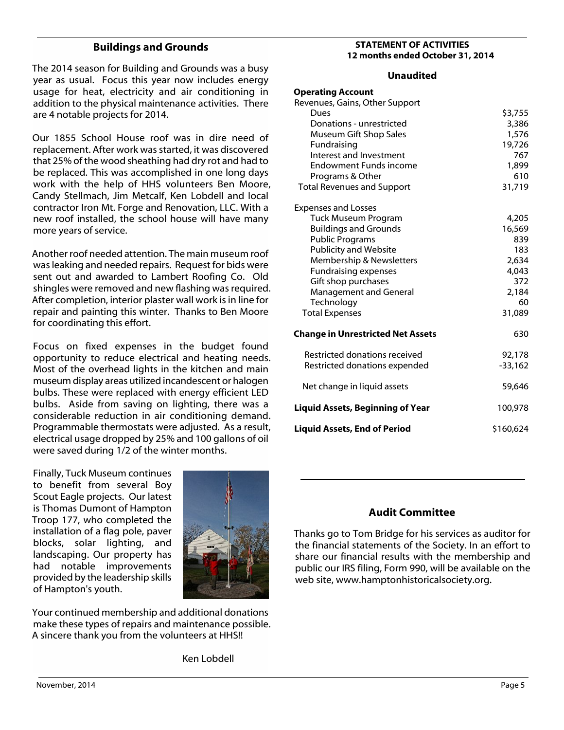## Buildings and Grounds

The 2014 season for Building and Grounds was a busy year as usual. Focus this year now includes energy usage for heat, electricity and air conditioning in addition to the physical maintenance activities. There are 4 notable projects for 2014.

Our 1855 School House roof was in dire need of replacement. After work was started, it was discovered that 25% of the wood sheathing had dry rot and had to be replaced. This was accomplished in one long days work with the help of HHS volunteers Ben Moore, Candy Stellmach, Jim Metcalf, Ken Lobdell and local contractor Iron Mt. Forge and Renovation, LLC. With a new roof installed, the school house will have many more years of service.

Another roof needed attention. The main museum roof was leaking and needed repairs. Request for bids were sent out and awarded to Lambert Roofing Co. Old shingles were removed and new flashing was required. After completion, interior plaster wall work is in line for repair and painting this winter. Thanks to Ben Moore for coordinating this effort.

Focus on fixed expenses in the budget found opportunity to reduce electrical and heating needs. Most of the overhead lights in the kitchen and main museum display areas utilized incandescent or halogen bulbs. These were replaced with energy efficient LED bulbs. Aside from saving on lighting, there was a considerable reduction in air conditioning demand. Programmable thermostats were adjusted. As a result, electrical usage dropped by 25% and 100 gallons of oil were saved during 1/2 of the winter months.

Finally, Tuck Museum continues to benefit from several Boy Scout Eagle projects. Our latest is Thomas Dumont of Hampton Troop 177, who completed the installation of a flag pole, paver blocks, solar lighting, and landscaping. Our property has had notable improvements provided by the leadership skills of Hampton's youth.

Your continued membership and additional donations make these types of repairs and maintenance possible. A sincere thank you from the volunteers at HHS!!

Ken Lobdell

### STATEMENT OF ACTIVITIES
### 12 months ended October 31, 2014

**Unaudited**

| **Operating Account** | |
|---|---|
| Revenues, Gains, Other Support | |
| Dues | $3,755 |
| Donations - unrestricted | 3,386 |
| Museum Gift Shop Sales | 1,576 |
| Fundraising | 19,726 |
| Interest and Investment | 767 |
| Endowment Funds income | 1,899 |
| Programs & Other | 610 |
| Total Revenues and Support | 31,719 |
| | |
| Expenses and Losses | |
| Tuck Museum Program | 4,205 |
| Buildings and Grounds | 16,569 |
| Public Programs | 839 |
| Publicity and Website | 183 |
| Membership & Newsletters | 2,634 |
| Fundraising expenses | 4,043 |
| Gift shop purchases | 372 |
| Management and General | 2,184 |
| Technology | 60 |
| Total Expenses | 31,089 |
| | |
| **Change in Unrestricted Net Assets** | 630 |
| | |
| Restricted donations received | 92,178 |
| Restricted donations expended | -33,162 |
| | |
| Net change in liquid assets | 59,646 |
| | |
| **Liquid Assets, Beginning of Year** | 100,978 |
| | |
| **Liquid Assets, End of Period** | $160,624 |

## Audit Committee

Thanks go to Tom Bridge for his services as auditor for the financial statements of the Society. In an effort to share our financial results with the membership and public our IRS filing, Form 990, will be available on the web site, www.hamptonhistoricalsociety.org.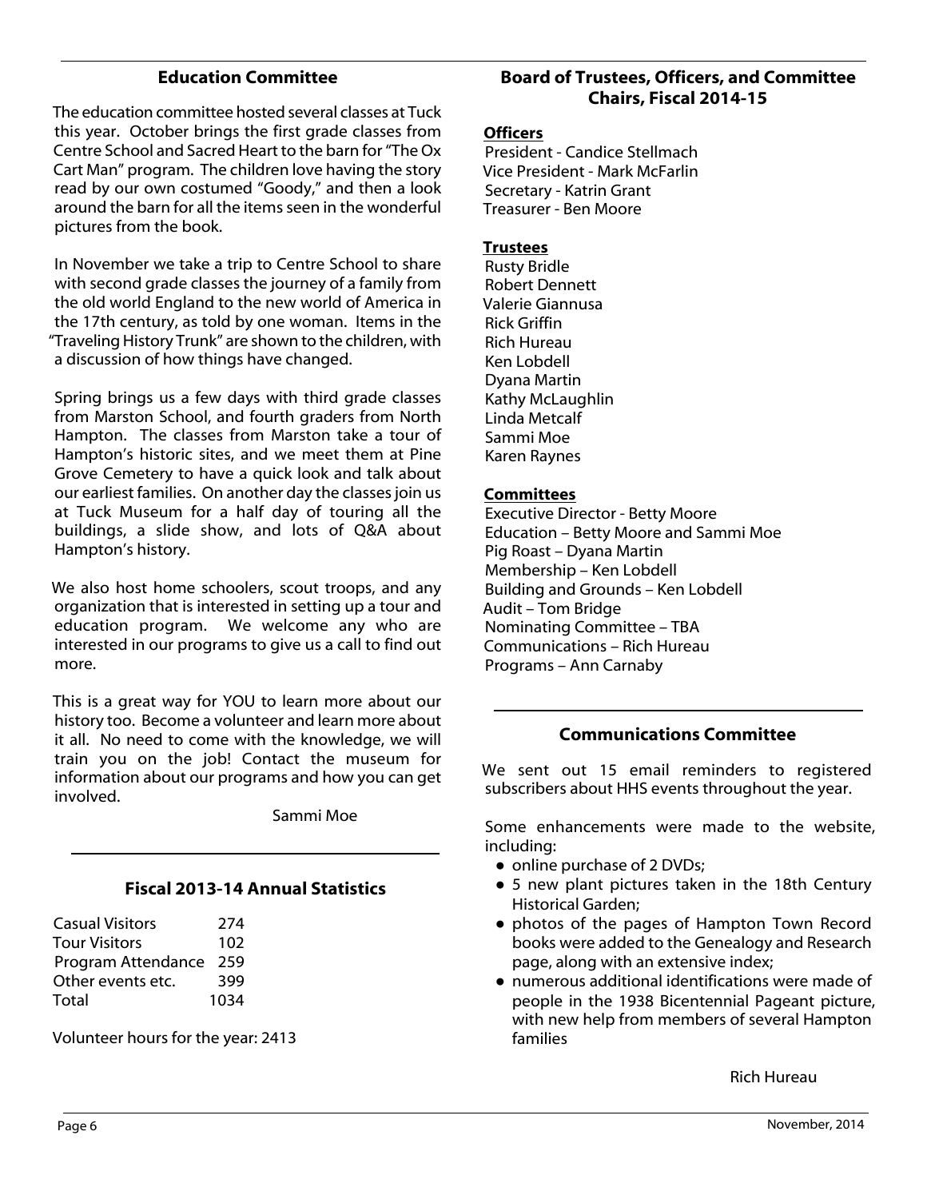## Education Committee

The education committee hosted several classes at Tuck this year. October brings the first grade classes from Centre School and Sacred Heart to the barn for "The Ox Cart Man" program. The children love having the story read by our own costumed "Goody," and then a look around the barn for all the items seen in the wonderful pictures from the book.

In November we take a trip to Centre School to share with second grade classes the journey of a family from the old world England to the new world of America in the 17th century, as told by one woman. Items in the "Traveling History Trunk" are shown to the children, with a discussion of how things have changed.

Spring brings us a few days with third grade classes from Marston School, and fourth graders from North Hampton. The classes from Marston take a tour of Hampton's historic sites, and we meet them at Pine Grove Cemetery to have a quick look and talk about our earliest families. On another day the classes join us at Tuck Museum for a half day of touring all the buildings, a slide show, and lots of Q&A about Hampton's history.

We also host home schoolers, scout troops, and any organization that is interested in setting up a tour and education program. We welcome any who are interested in our programs to give us a call to find out more.

This is a great way for YOU to learn more about our history too. Become a volunteer and learn more about it all. No need to come with the knowledge, we will train you on the job! Contact the museum for information about our programs and how you can get involved.

Sammi Moe

## Fiscal 2013-14 Annual Statistics

| | |
|---|---|
| Casual Visitors | 274 |
| Tour Visitors | 102 |
| Program Attendance | 259 |
| Other events etc. | 399 |
| Total | 1034 |

Volunteer hours for the year: 2413

## Board of Trustees, Officers, and Committee Chairs, Fiscal 2014-15

**Officers**

President - Candice Stellmach
Vice President - Mark McFarlin
Secretary - Katrin Grant
Treasurer - Ben Moore

**Trustees**

Rusty Bridle
Robert Dennett
Valerie Giannusa
Rick Griffin
Rich Hureau
Ken Lobdell
Dyana Martin
Kathy McLaughlin
Linda Metcalf
Sammi Moe
Karen Raynes

**Committees**

Executive Director - Betty Moore
Education – Betty Moore and Sammi Moe
Pig Roast – Dyana Martin
Membership – Ken Lobdell
Building and Grounds – Ken Lobdell
Audit – Tom Bridge
Nominating Committee – TBA
Communications – Rich Hureau
Programs – Ann Carnaby

## Communications Committee

We sent out 15 email reminders to registered subscribers about HHS events throughout the year.

Some enhancements were made to the website, including:

- online purchase of 2 DVDs;
- 5 new plant pictures taken in the 18th Century Historical Garden;
- photos of the pages of Hampton Town Record books were added to the Genealogy and Research page, along with an extensive index;
- numerous additional identifications were made of people in the 1938 Bicentennial Pageant picture, with new help from members of several Hampton families

Rich Hureau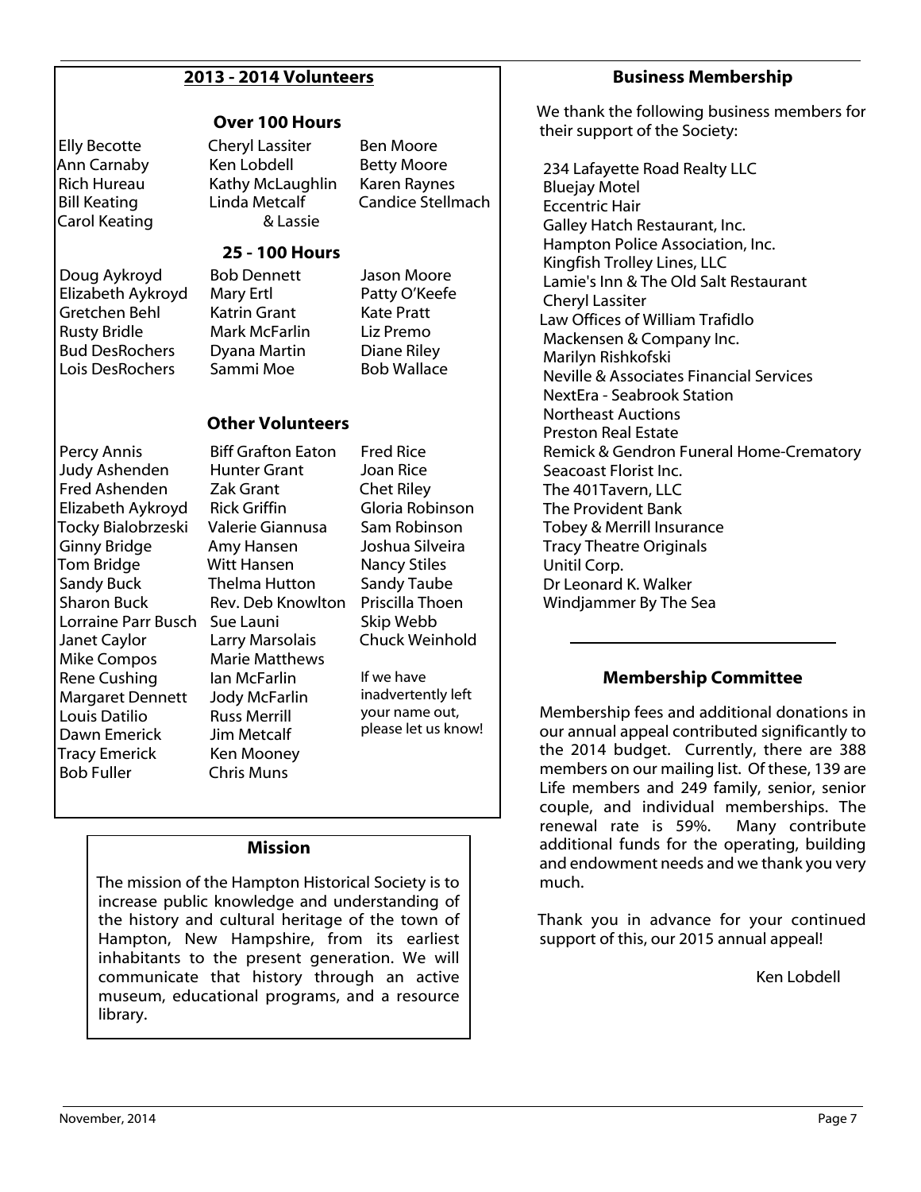## 2013 - 2014 Volunteers

### Over 100 Hours

Elly Becotte
Ann Carnaby
Rich Hureau
Bill Keating
Carol Keating
Cheryl Lassiter
Ken Lobdell
Kathy McLaughlin
Linda Metcalf & Lassie
Ben Moore
Betty Moore
Karen Raynes
Candice Stellmach

### 25 - 100 Hours

Doug Aykroyd
Elizabeth Aykroyd
Gretchen Behl
Rusty Bridle
Bud DesRochers
Lois DesRochers
Bob Dennett
Mary Ertl
Katrin Grant
Mark McFarlin
Dyana Martin
Sammi Moe
Jason Moore
Patty O'Keefe
Kate Pratt
Liz Premo
Diane Riley
Bob Wallace

### Other Volunteers

Percy Annis
Judy Ashenden
Fred Ashenden
Elizabeth Aykroyd
Tocky Bialobrzeski
Ginny Bridge
Tom Bridge
Sandy Buck
Sharon Buck
Lorraine Parr Busch
Janet Caylor
Mike Compos
Rene Cushing
Margaret Dennett
Louis Datilio
Dawn Emerick
Tracy Emerick
Bob Fuller
Biff Grafton Eaton
Hunter Grant
Zak Grant
Rick Griffin
Valerie Giannusa
Amy Hansen
Witt Hansen
Thelma Hutton
Rev. Deb Knowlton
Sue Launi
Larry Marsolais
Marie Matthews
Ian McFarlin
Jody McFarlin
Russ Merrill
Jim Metcalf
Ken Mooney
Chris Muns
Fred Rice
Joan Rice
Chet Riley
Gloria Robinson
Sam Robinson
Joshua Silveira
Nancy Stiles
Sandy Taube
Priscilla Thoen
Skip Webb
Chuck Weinhold

If we have inadvertently left your name out, please let us know!

## Mission

The mission of the Hampton Historical Society is to increase public knowledge and understanding of the history and cultural heritage of the town of Hampton, New Hampshire, from its earliest inhabitants to the present generation. We will communicate that history through an active museum, educational programs, and a resource library.

## Business Membership

We thank the following business members for their support of the Society:

234 Lafayette Road Realty LLC
Bluejay Motel
Eccentric Hair
Galley Hatch Restaurant, Inc.
Hampton Police Association, Inc.
Kingfish Trolley Lines, LLC
Lamie's Inn & The Old Salt Restaurant
Cheryl Lassiter
Law Offices of William Trafidlo
Mackensen & Company Inc.
Marilyn Rishkofski
Neville & Associates Financial Services
NextEra - Seabrook Station
Northeast Auctions
Preston Real Estate
Remick & Gendron Funeral Home-Crematory
Seacoast Florist Inc.
The 401Tavern, LLC
The Provident Bank
Tobey & Merrill Insurance
Tracy Theatre Originals
Unitil Corp.
Dr Leonard K. Walker
Windjammer By The Sea

## Membership Committee

Membership fees and additional donations in our annual appeal contributed significantly to the 2014 budget. Currently, there are 388 members on our mailing list. Of these, 139 are Life members and 249 family, senior, senior couple, and individual memberships. The renewal rate is 59%. Many contribute additional funds for the operating, building and endowment needs and we thank you very much.

Thank you in advance for your continued support of this, our 2015 annual appeal!

Ken Lobdell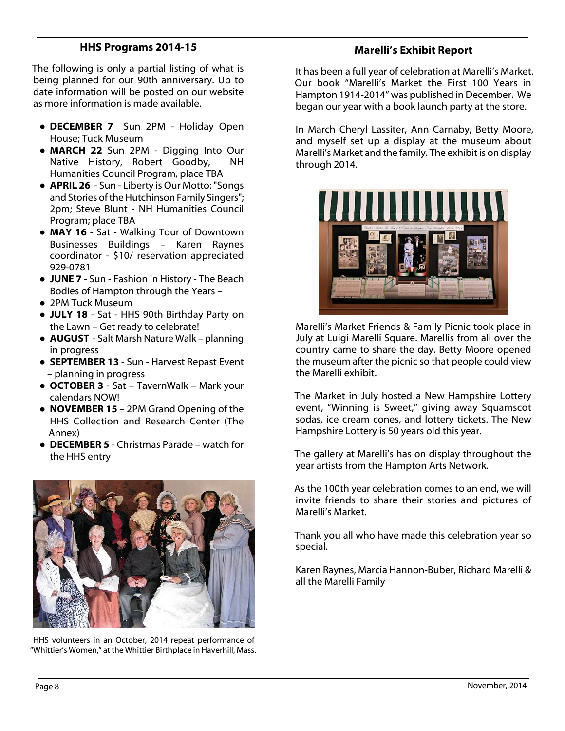## HHS Programs 2014-15

The following is only a partial listing of what is being planned for our 90th anniversary. Up to date information will be posted on our website as more information is made available.

- **DECEMBER 7** Sun 2PM - Holiday Open House; Tuck Museum
- **MARCH 22** Sun 2PM - Digging Into Our Native History, Robert Goodby, NH Humanities Council Program, place TBA
- **APRIL 26** - Sun - Liberty is Our Motto: "Songs and Stories of the Hutchinson Family Singers"; 2pm; Steve Blunt - NH Humanities Council Program; place TBA
- **MAY 16** - Sat - Walking Tour of Downtown Businesses Buildings – Karen Raynes coordinator - $10/ reservation appreciated 929-0781
- **JUNE 7** - Sun - Fashion in History - The Beach Bodies of Hampton through the Years –
- 2PM Tuck Museum
- **JULY 18** - Sat - HHS 90th Birthday Party on the Lawn – Get ready to celebrate!
- **AUGUST** - Salt Marsh Nature Walk – planning in progress
- **SEPTEMBER 13** - Sun - Harvest Repast Event – planning in progress
- **OCTOBER 3** - Sat – TavernWalk – Mark your calendars NOW!
- **NOVEMBER 15** – 2PM Grand Opening of the HHS Collection and Research Center (The Annex)
- **DECEMBER 5** - Christmas Parade – watch for the HHS entry

HHS volunteers in an October, 2014 repeat performance of "Whittier's Women," at the Whittier Birthplace in Haverhill, Mass.

## Marelli's Exhibit Report

It has been a full year of celebration at Marelli's Market. Our book "Marelli's Market the First 100 Years in Hampton 1914-2014" was published in December. We began our year with a book launch party at the store.

In March Cheryl Lassiter, Ann Carnaby, Betty Moore, and myself set up a display at the museum about Marelli's Market and the family. The exhibit is on display through 2014.

Marelli's Market Friends & Family Picnic took place in July at Luigi Marelli Square. Marellis from all over the country came to share the day. Betty Moore opened the museum after the picnic so that people could view the Marelli exhibit.

The Market in July hosted a New Hampshire Lottery event, "Winning is Sweet," giving away Squamscot sodas, ice cream cones, and lottery tickets. The New Hampshire Lottery is 50 years old this year.

The gallery at Marelli's has on display throughout the year artists from the Hampton Arts Network.

As the 100th year celebration comes to an end, we will invite friends to share their stories and pictures of Marelli's Market.

Thank you all who have made this celebration year so special.

Karen Raynes, Marcia Hannon-Buber, Richard Marelli & all the Marelli Family